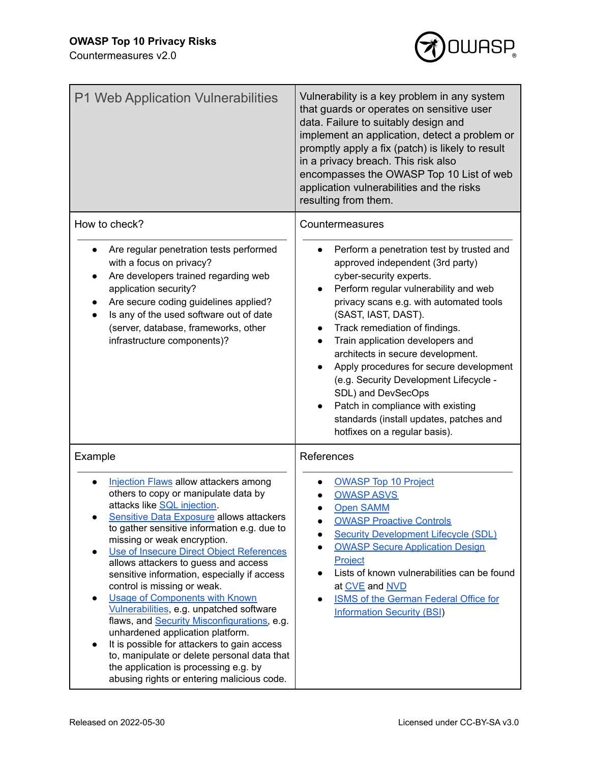**OWASP Top 10 Privacy Risks**
Countermeasures v2.0

| P1 Web Application Vulnerabilities | Vulnerability is a key problem in any system that guards or operates on sensitive user data. Failure to suitably design and implement an application, detect a problem or promptly apply a fix (patch) is likely to result in a privacy breach. This risk also encompasses the OWASP Top 10 List of web application vulnerabilities and the risks resulting from them. |
|---|---|
| **How to check?**<br><br>• Are regular penetration tests performed with a focus on privacy?<br>• Are developers trained regarding web application security?<br>• Are secure coding guidelines applied?<br>• Is any of the used software out of date (server, database, frameworks, other infrastructure components)? | **Countermeasures**<br><br>• Perform a penetration test by trusted and approved independent (3rd party) cyber-security experts.<br>• Perform regular vulnerability and web privacy scans e.g. with automated tools (SAST, IAST, DAST).<br>• Track remediation of findings.<br>• Train application developers and architects in secure development.<br>• Apply procedures for secure development (e.g. Security Development Lifecycle - SDL) and DevSecOps<br>• Patch in compliance with existing standards (install updates, patches and hotfixes on a regular basis). |
| **Example**<br><br>• Injection Flaws allow attackers among others to copy or manipulate data by attacks like SQL injection.<br>• Sensitive Data Exposure allows attackers to gather sensitive information e.g. due to missing or weak encryption.<br>• Use of Insecure Direct Object References allows attackers to guess and access sensitive information, especially if access control is missing or weak.<br>• Usage of Components with Known Vulnerabilities, e.g. unpatched software flaws, and Security Misconfigurations, e.g. unhardened application platform.<br>• It is possible for attackers to gain access to, manipulate or delete personal data that the application is processing e.g. by abusing rights or entering malicious code. | **References**<br><br>• OWASP Top 10 Project<br>• OWASP ASVS<br>• Open SAMM<br>• OWASP Proactive Controls<br>• Security Development Lifecycle (SDL)<br>• OWASP Secure Application Design Project<br>• Lists of known vulnerabilities can be found at CVE and NVD<br>• ISMS of the German Federal Office for Information Security (BSI) |

Released on 2022-05-30 | Licensed under CC-BY-SA v3.0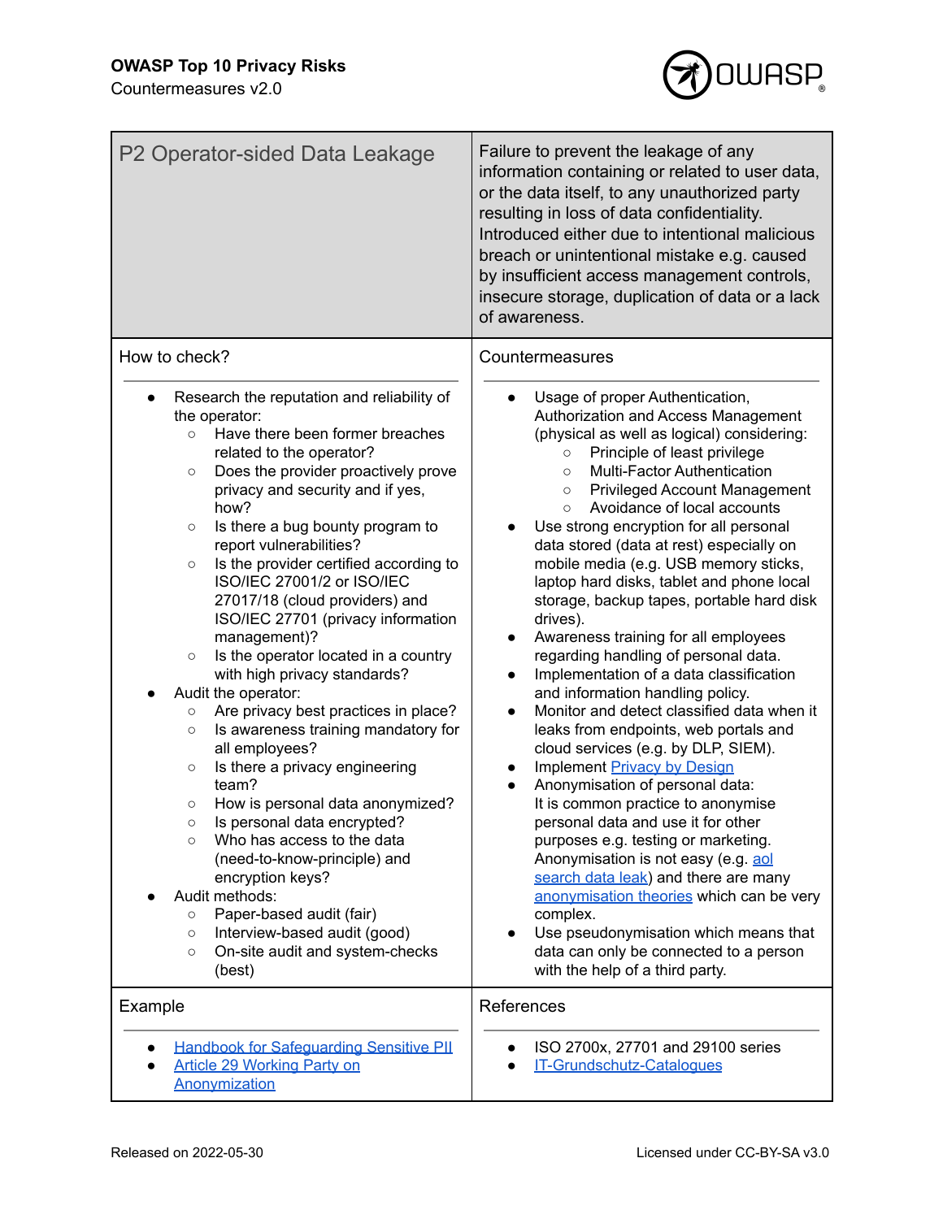## P2 Operator-sided Data Leakage

Failure to prevent the leakage of any information containing or related to user data, or the data itself, to any unauthorized party resulting in loss of data confidentiality. Introduced either due to intentional malicious breach or unintentional mistake e.g. caused by insufficient access management controls, insecure storage, duplication of data or a lack of awareness.

### How to check?

- Research the reputation and reliability of the operator:
  - Have there been former breaches related to the operator?
  - Does the provider proactively prove privacy and security and if yes, how?
  - Is there a bug bounty program to report vulnerabilities?
  - Is the provider certified according to ISO/IEC 27001/2 or ISO/IEC 27017/18 (cloud providers) and ISO/IEC 27701 (privacy information management)?
  - Is the operator located in a country with high privacy standards?
- Audit the operator:
  - Are privacy best practices in place?
  - Is awareness training mandatory for all employees?
  - Is there a privacy engineering team?
  - How is personal data anonymized?
  - Is personal data encrypted?
  - Who has access to the data (need-to-know-principle) and encryption keys?
- Audit methods:
  - Paper-based audit (fair)
  - Interview-based audit (good)
  - On-site audit and system-checks (best)

### Countermeasures

- Usage of proper Authentication, Authorization and Access Management (physical as well as logical) considering:
  - Principle of least privilege
  - Multi-Factor Authentication
  - Privileged Account Management
  - Avoidance of local accounts
- Use strong encryption for all personal data stored (data at rest) especially on mobile media (e.g. USB memory sticks, laptop hard disks, tablet and phone local storage, backup tapes, portable hard disk drives).
- Awareness training for all employees regarding handling of personal data.
- Implementation of a data classification and information handling policy.
- Monitor and detect classified data when it leaks from endpoints, web portals and cloud services (e.g. by DLP, SIEM).
- Implement Privacy by Design
- Anonymisation of personal data:
  It is common practice to anonymise personal data and use it for other purposes e.g. testing or marketing. Anonymisation is not easy (e.g. aol search data leak) and there are many anonymisation theories which can be very complex.
- Use pseudonymisation which means that data can only be connected to a person with the help of a third party.

### Example

- Handbook for Safeguarding Sensitive PII
- Article 29 Working Party on Anonymization

### References

- ISO 2700x, 27701 and 29100 series
- IT-Grundschutz-Catalogues

Released on 2022-05-30

Licensed under CC-BY-SA v3.0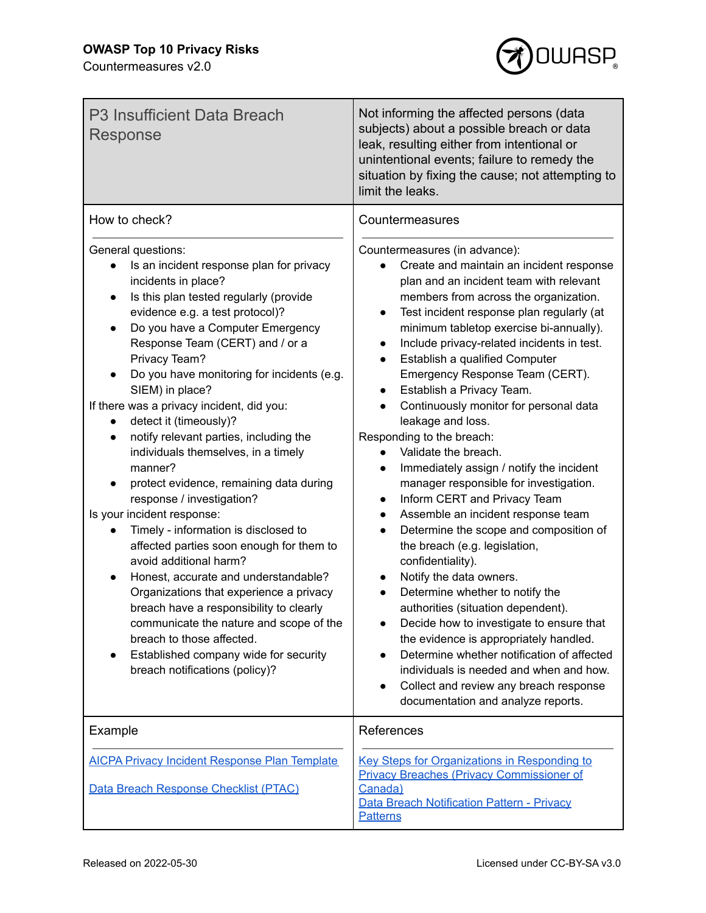## P3 Insufficient Data Breach Response

Not informing the affected persons (data subjects) about a possible breach or data leak, resulting either from intentional or unintentional events; failure to remedy the situation by fixing the cause; not attempting to limit the leaks.

### How to check?

General questions:

- Is an incident response plan for privacy incidents in place?
- Is this plan tested regularly (provide evidence e.g. a test protocol)?
- Do you have a Computer Emergency Response Team (CERT) and / or a Privacy Team?
- Do you have monitoring for incidents (e.g. SIEM) in place?

If there was a privacy incident, did you:

- detect it (timeously)?
- notify relevant parties, including the individuals themselves, in a timely manner?
- protect evidence, remaining data during response / investigation?

Is your incident response:

- Timely - information is disclosed to affected parties soon enough for them to avoid additional harm?
- Honest, accurate and understandable? Organizations that experience a privacy breach have a responsibility to clearly communicate the nature and scope of the breach to those affected.
- Established company wide for security breach notifications (policy)?

### Countermeasures

Countermeasures (in advance):

- Create and maintain an incident response plan and an incident team with relevant members from across the organization.
- Test incident response plan regularly (at minimum tabletop exercise bi-annually).
- Include privacy-related incidents in test.
- Establish a qualified Computer Emergency Response Team (CERT).
- Establish a Privacy Team.
- Continuously monitor for personal data leakage and loss.

Responding to the breach:

- Validate the breach.
- Immediately assign / notify the incident manager responsible for investigation.
- Inform CERT and Privacy Team
- Assemble an incident response team
- Determine the scope and composition of the breach (e.g. legislation, confidentiality).
- Notify the data owners.
- Determine whether to notify the authorities (situation dependent).
- Decide how to investigate to ensure that the evidence is appropriately handled.
- Determine whether notification of affected individuals is needed and when and how.
- Collect and review any breach response documentation and analyze reports.

### Example

[AICPA Privacy Incident Response Plan Template]

[Data Breach Response Checklist (PTAC)]

### References

[Key Steps for Organizations in Responding to Privacy Breaches (Privacy Commissioner of Canada)]

[Data Breach Notification Pattern - Privacy Patterns]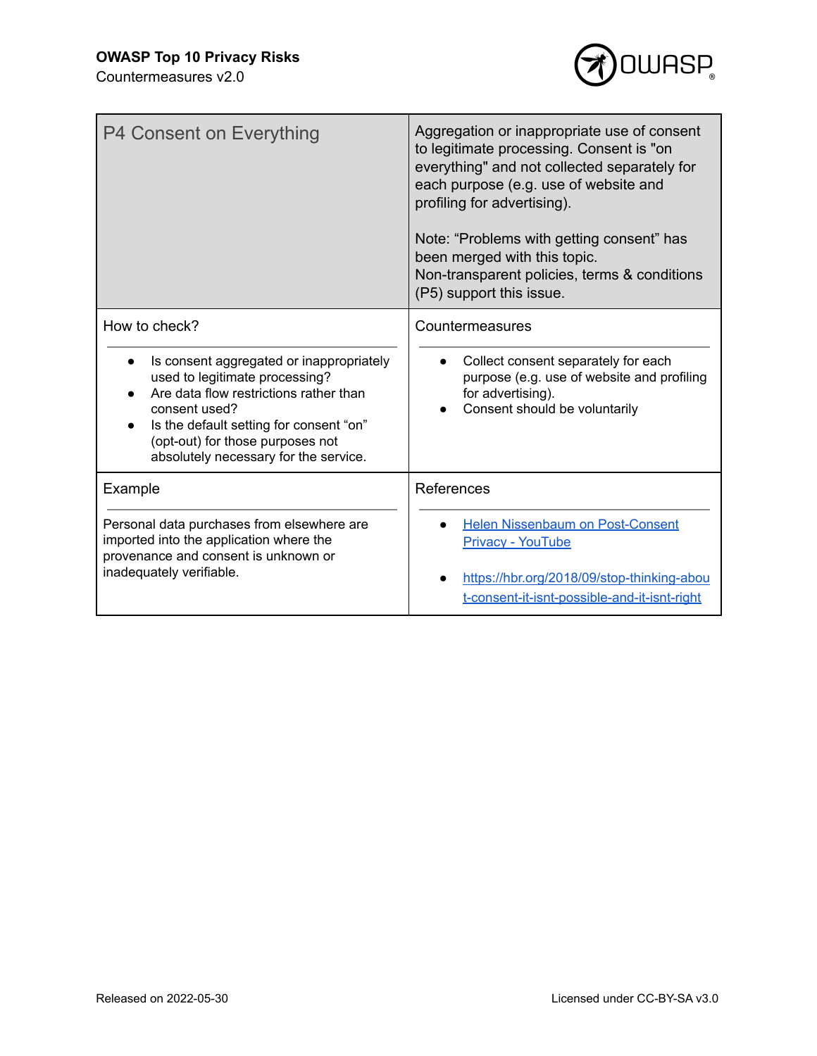| P4 Consent on Everything | Aggregation or inappropriate use of consent to legitimate processing. Consent is "on everything" and not collected separately for each purpose (e.g. use of website and profiling for advertising).<br><br>Note: “Problems with getting consent” has been merged with this topic.<br>Non-transparent policies, terms & conditions (P5) support this issue. |
|---|---|
| **How to check?**<br><br>● Is consent aggregated or inappropriately used to legitimate processing?<br>● Are data flow restrictions rather than consent used?<br>● Is the default setting for consent “on” (opt-out) for those purposes not absolutely necessary for the service. | **Countermeasures**<br><br>● Collect consent separately for each purpose (e.g. use of website and profiling for advertising).<br>● Consent should be voluntarily |
| **Example**<br><br>Personal data purchases from elsewhere are imported into the application where the provenance and consent is unknown or inadequately verifiable. | **References**<br><br>● [Helen Nissenbaum on Post-Consent Privacy - YouTube]()<br><br>● [https://hbr.org/2018/09/stop-thinking-about-consent-it-isnt-possible-and-it-isnt-right](https://hbr.org/2018/09/stop-thinking-about-consent-it-isnt-possible-and-it-isnt-right) |

Released on 2022-05-30

Licensed under CC-BY-SA v3.0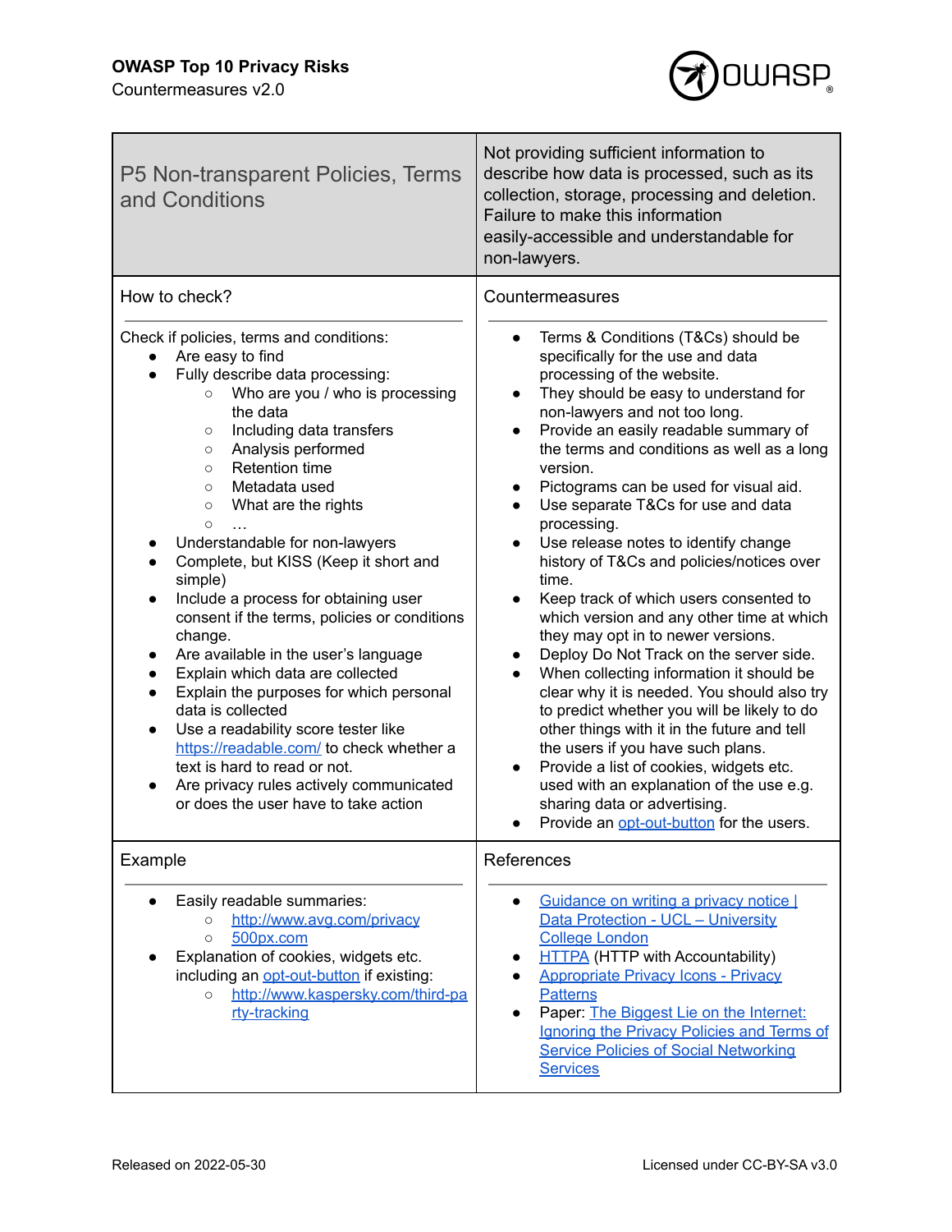## P5 Non-transparent Policies, Terms and Conditions

Not providing sufficient information to describe how data is processed, such as its collection, storage, processing and deletion. Failure to make this information easily-accessible and understandable for non-lawyers.

### How to check?

Check if policies, terms and conditions:

- Are easy to find
- Fully describe data processing:
  - Who are you / who is processing the data
  - Including data transfers
  - Analysis performed
  - Retention time
  - Metadata used
  - What are the rights
  - …
- Understandable for non-lawyers
- Complete, but KISS (Keep it short and simple)
- Include a process for obtaining user consent if the terms, policies or conditions change.
- Are available in the user's language
- Explain which data are collected
- Explain the purposes for which personal data is collected
- Use a readability score tester like [https://readable.com/](https://readable.com/) to check whether a text is hard to read or not.
- Are privacy rules actively communicated or does the user have to take action

### Countermeasures

- Terms & Conditions (T&Cs) should be specifically for the use and data processing of the website.
- They should be easy to understand for non-lawyers and not too long.
- Provide an easily readable summary of the terms and conditions as well as a long version.
- Pictograms can be used for visual aid.
- Use separate T&Cs for use and data processing.
- Use release notes to identify change history of T&Cs and policies/notices over time.
- Keep track of which users consented to which version and any other time at which they may opt in to newer versions.
- Deploy Do Not Track on the server side.
- When collecting information it should be clear why it is needed. You should also try to predict whether you will be likely to do other things with it in the future and tell the users if you have such plans.
- Provide a list of cookies, widgets etc. used with an explanation of the use e.g. sharing data or advertising.
- Provide an opt-out-button for the users.

### Example

- Easily readable summaries:
  - http://www.avg.com/privacy
  - 500px.com
- Explanation of cookies, widgets etc. including an opt-out-button if existing:
  - http://www.kaspersky.com/third-party-tracking

### References

- Guidance on writing a privacy notice | Data Protection - UCL – University College London
- HTTPA (HTTP with Accountability)
- Appropriate Privacy Icons - Privacy Patterns
- Paper: The Biggest Lie on the Internet: Ignoring the Privacy Policies and Terms of Service Policies of Social Networking Services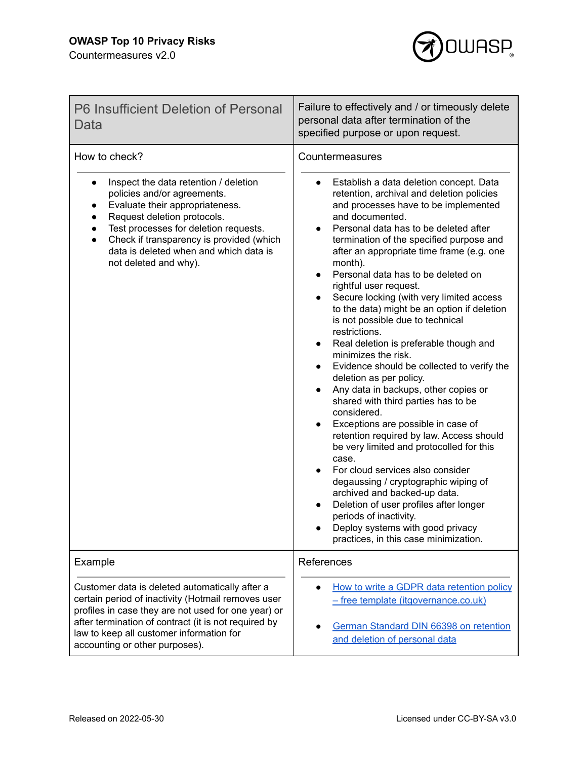## P6 Insufficient Deletion of Personal Data

Failure to effectively and / or timeously delete personal data after termination of the specified purpose or upon request.

### How to check?

- Inspect the data retention / deletion policies and/or agreements.
- Evaluate their appropriateness.
- Request deletion protocols.
- Test processes for deletion requests.
- Check if transparency is provided (which data is deleted when and which data is not deleted and why).

### Countermeasures

- Establish a data deletion concept. Data retention, archival and deletion policies and processes have to be implemented and documented.
- Personal data has to be deleted after termination of the specified purpose and after an appropriate time frame (e.g. one month).
- Personal data has to be deleted on rightful user request.
- Secure locking (with very limited access to the data) might be an option if deletion is not possible due to technical restrictions.
- Real deletion is preferable though and minimizes the risk.
- Evidence should be collected to verify the deletion as per policy.
- Any data in backups, other copies or shared with third parties has to be considered.
- Exceptions are possible in case of retention required by law. Access should be very limited and protocolled for this case.
- For cloud services also consider degaussing / cryptographic wiping of archived and backed-up data.
- Deletion of user profiles after longer periods of inactivity.
- Deploy systems with good privacy practices, in this case minimization.

### Example

Customer data is deleted automatically after a certain period of inactivity (Hotmail removes user profiles in case they are not used for one year) or after termination of contract (it is not required by law to keep all customer information for accounting or other purposes).

### References

- How to write a GDPR data retention policy – free template (itgovernance.co.uk)
- German Standard DIN 66398 on retention and deletion of personal data

Released on 2022-05-30

Licensed under CC-BY-SA v3.0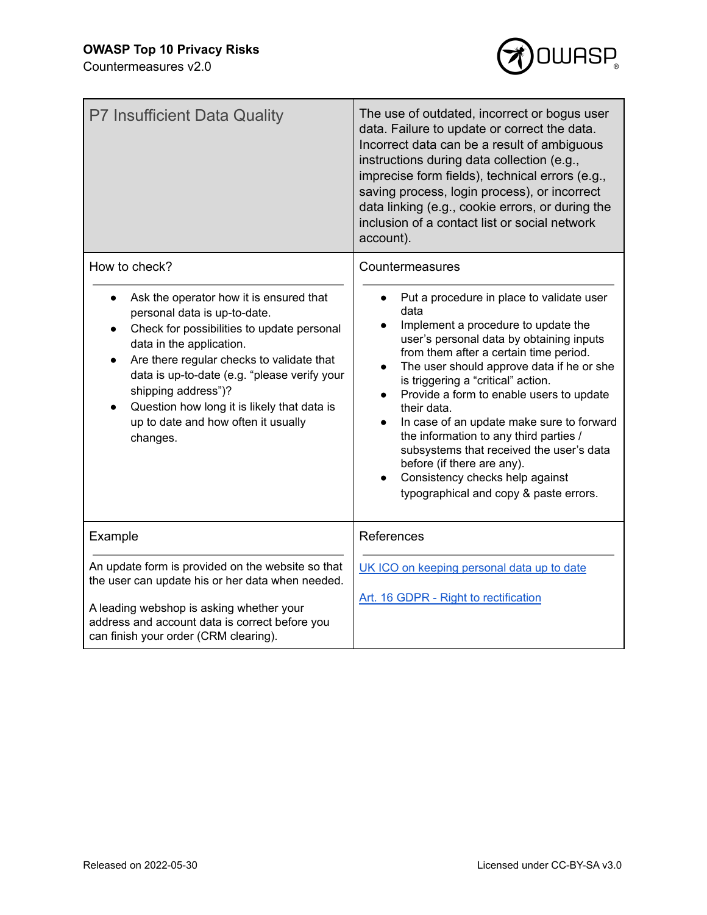## P7 Insufficient Data Quality

The use of outdated, incorrect or bogus user data. Failure to update or correct the data. Incorrect data can be a result of ambiguous instructions during data collection (e.g., imprecise form fields), technical errors (e.g., saving process, login process), or incorrect data linking (e.g., cookie errors, or during the inclusion of a contact list or social network account).

### How to check?

- Ask the operator how it is ensured that personal data is up-to-date.
- Check for possibilities to update personal data in the application.
- Are there regular checks to validate that data is up-to-date (e.g. “please verify your shipping address”)?
- Question how long it is likely that data is up to date and how often it usually changes.

### Countermeasures

- Put a procedure in place to validate user data
- Implement a procedure to update the user’s personal data by obtaining inputs from them after a certain time period.
- The user should approve data if he or she is triggering a “critical” action.
- Provide a form to enable users to update their data.
- In case of an update make sure to forward the information to any third parties / subsystems that received the user’s data before (if there are any).
- Consistency checks help against typographical and copy & paste errors.

### Example

An update form is provided on the website so that the user can update his or her data when needed.

A leading webshop is asking whether your address and account data is correct before you can finish your order (CRM clearing).

### References

UK ICO on keeping personal data up to date

Art. 16 GDPR - Right to rectification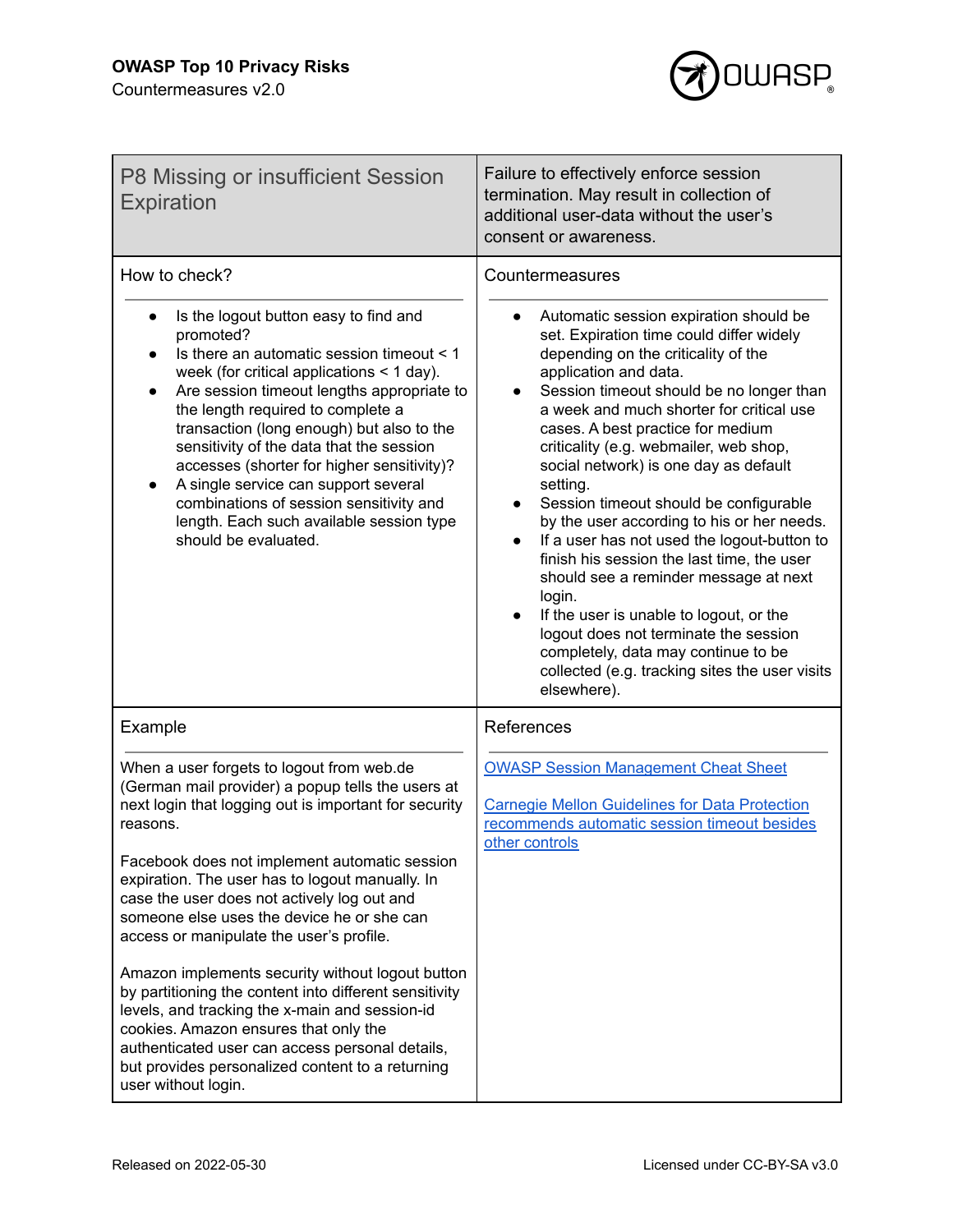## P8 Missing or insufficient Session Expiration

Failure to effectively enforce session termination. May result in collection of additional user-data without the user's consent or awareness.

### How to check?

- Is the logout button easy to find and promoted?
- Is there an automatic session timeout < 1 week (for critical applications < 1 day).
- Are session timeout lengths appropriate to the length required to complete a transaction (long enough) but also to the sensitivity of the data that the session accesses (shorter for higher sensitivity)?
- A single service can support several combinations of session sensitivity and length. Each such available session type should be evaluated.

### Countermeasures

- Automatic session expiration should be set. Expiration time could differ widely depending on the criticality of the application and data.
- Session timeout should be no longer than a week and much shorter for critical use cases. A best practice for medium criticality (e.g. webmailer, web shop, social network) is one day as default setting.
- Session timeout should be configurable by the user according to his or her needs.
- If a user has not used the logout-button to finish his session the last time, the user should see a reminder message at next login.
- If the user is unable to logout, or the logout does not terminate the session completely, data may continue to be collected (e.g. tracking sites the user visits elsewhere).

### Example

When a user forgets to logout from web.de (German mail provider) a popup tells the users at next login that logging out is important for security reasons.

Facebook does not implement automatic session expiration. The user has to logout manually. In case the user does not actively log out and someone else uses the device he or she can access or manipulate the user's profile.

Amazon implements security without logout button by partitioning the content into different sensitivity levels, and tracking the x-main and session-id cookies. Amazon ensures that only the authenticated user can access personal details, but provides personalized content to a returning user without login.

### References

OWASP Session Management Cheat Sheet

Carnegie Mellon Guidelines for Data Protection recommends automatic session timeout besides other controls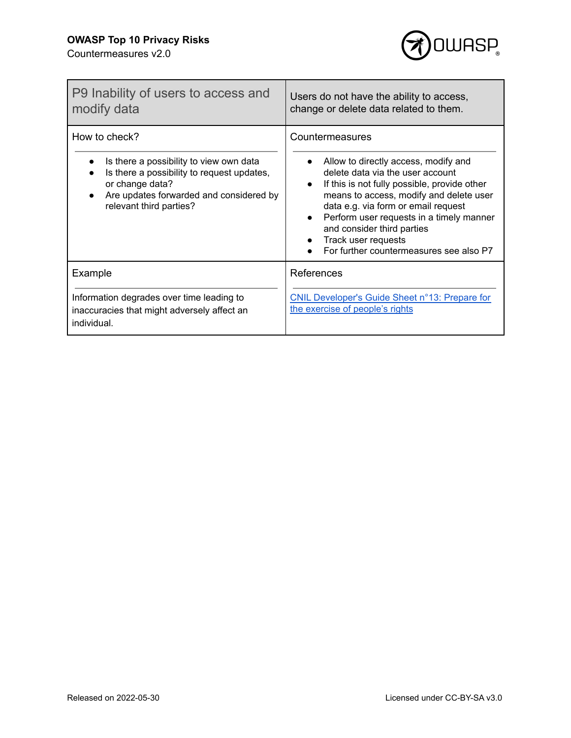| P9 Inability of users to access and modify data | Users do not have the ability to access, change or delete data related to them. |
| --- | --- |
| **How to check?**<br><br>• Is there a possibility to view own data<br>• Is there a possibility to request updates, or change data?<br>• Are updates forwarded and considered by relevant third parties? | **Countermeasures**<br><br>• Allow to directly access, modify and delete data via the user account<br>• If this is not fully possible, provide other means to access, modify and delete user data e.g. via form or email request<br>• Perform user requests in a timely manner and consider third parties<br>• Track user requests<br>• For further countermeasures see also P7 |
| **Example**<br><br>Information degrades over time leading to inaccuracies that might adversely affect an individual. | **References**<br><br>CNIL Developer's Guide Sheet n°13: Prepare for the exercise of people's rights |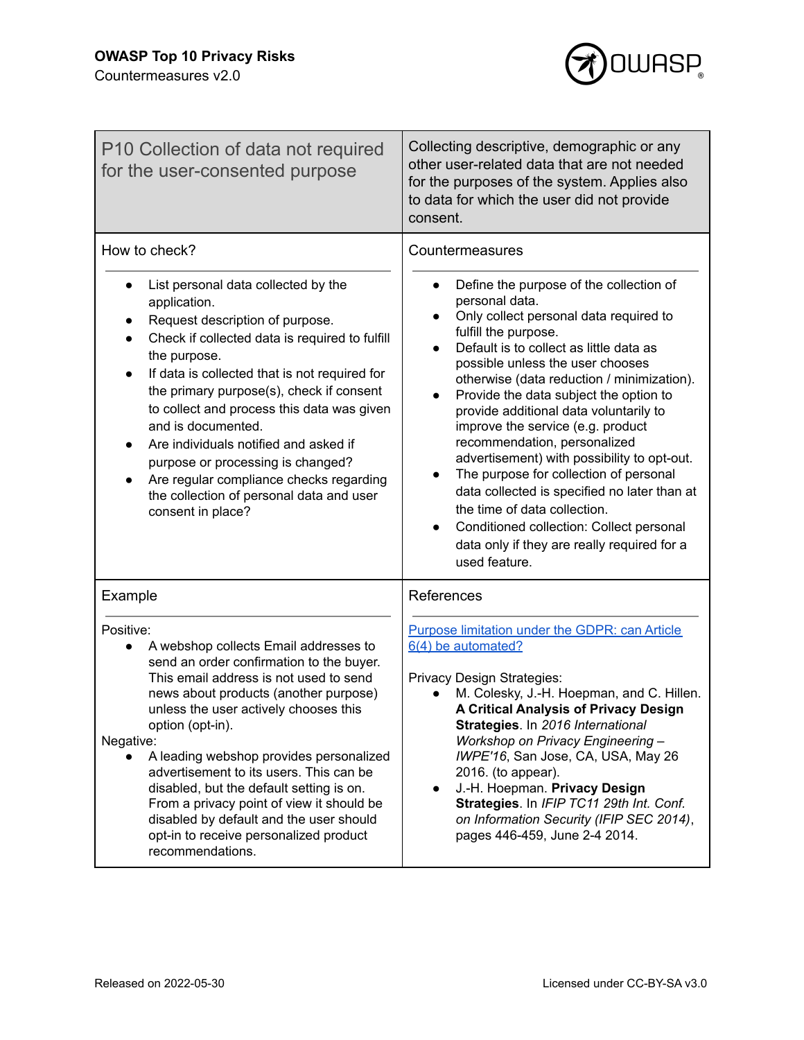## P10 Collection of data not required for the user-consented purpose

Collecting descriptive, demographic or any other user-related data that are not needed for the purposes of the system. Applies also to data for which the user did not provide consent.

### How to check?

- List personal data collected by the application.
- Request description of purpose.
- Check if collected data is required to fulfill the purpose.
- If data is collected that is not required for the primary purpose(s), check if consent to collect and process this data was given and is documented.
- Are individuals notified and asked if purpose or processing is changed?
- Are regular compliance checks regarding the collection of personal data and user consent in place?

### Countermeasures

- Define the purpose of the collection of personal data.
- Only collect personal data required to fulfill the purpose.
- Default is to collect as little data as possible unless the user chooses otherwise (data reduction / minimization).
- Provide the data subject the option to provide additional data voluntarily to improve the service (e.g. product recommendation, personalized advertisement) with possibility to opt-out.
- The purpose for collection of personal data collected is specified no later than at the time of data collection.
- Conditioned collection: Collect personal data only if they are really required for a used feature.

### Example

Positive:

- A webshop collects Email addresses to send an order confirmation to the buyer. This email address is not used to send news about products (another purpose) unless the user actively chooses this option (opt-in).

Negative:

- A leading webshop provides personalized advertisement to its users. This can be disabled, but the default setting is on. From a privacy point of view it should be disabled by default and the user should opt-in to receive personalized product recommendations.

### References

Purpose limitation under the GDPR: can Article 6(4) be automated?

Privacy Design Strategies:

- M. Colesky, J.-H. Hoepman, and C. Hillen. **A Critical Analysis of Privacy Design Strategies**. In *2016 International Workshop on Privacy Engineering – IWPE'16*, San Jose, CA, USA, May 26 2016. (to appear).
- J.-H. Hoepman. **Privacy Design Strategies**. In *IFIP TC11 29th Int. Conf. on Information Security (IFIP SEC 2014)*, pages 446-459, June 2-4 2014.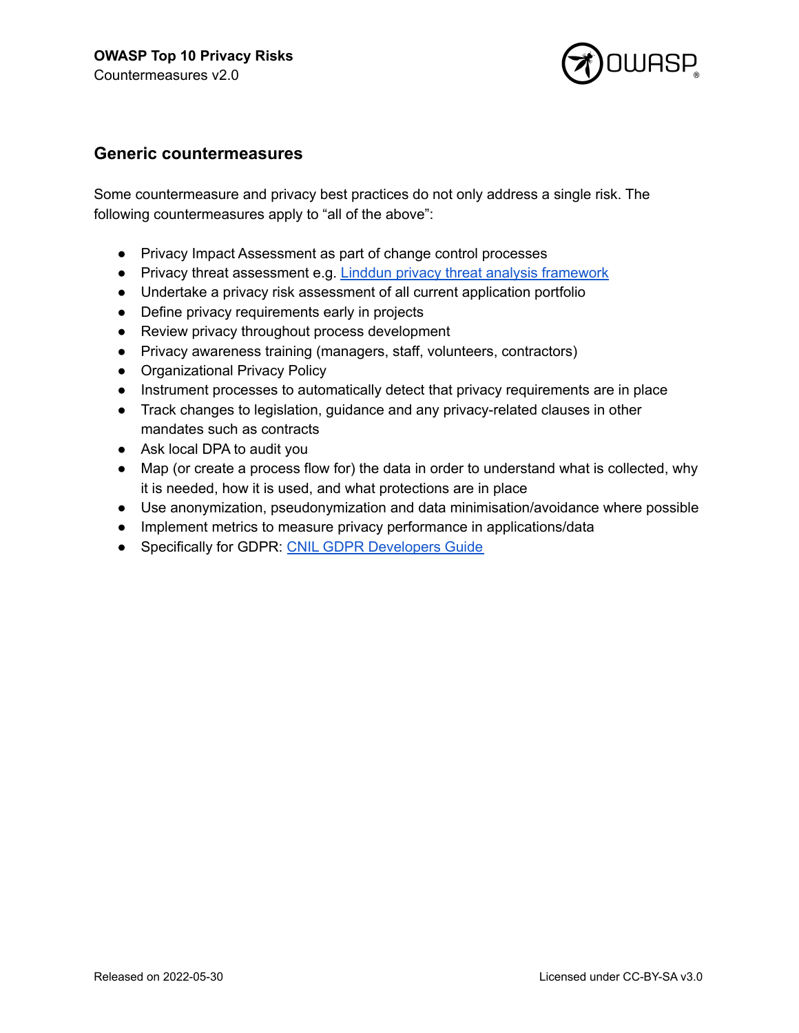## Generic countermeasures

Some countermeasure and privacy best practices do not only address a single risk. The following countermeasures apply to "all of the above":

- Privacy Impact Assessment as part of change control processes
- Privacy threat assessment e.g. Linddun privacy threat analysis framework
- Undertake a privacy risk assessment of all current application portfolio
- Define privacy requirements early in projects
- Review privacy throughout process development
- Privacy awareness training (managers, staff, volunteers, contractors)
- Organizational Privacy Policy
- Instrument processes to automatically detect that privacy requirements are in place
- Track changes to legislation, guidance and any privacy-related clauses in other mandates such as contracts
- Ask local DPA to audit you
- Map (or create a process flow for) the data in order to understand what is collected, why it is needed, how it is used, and what protections are in place
- Use anonymization, pseudonymization and data minimisation/avoidance where possible
- Implement metrics to measure privacy performance in applications/data
- Specifically for GDPR: CNIL GDPR Developers Guide